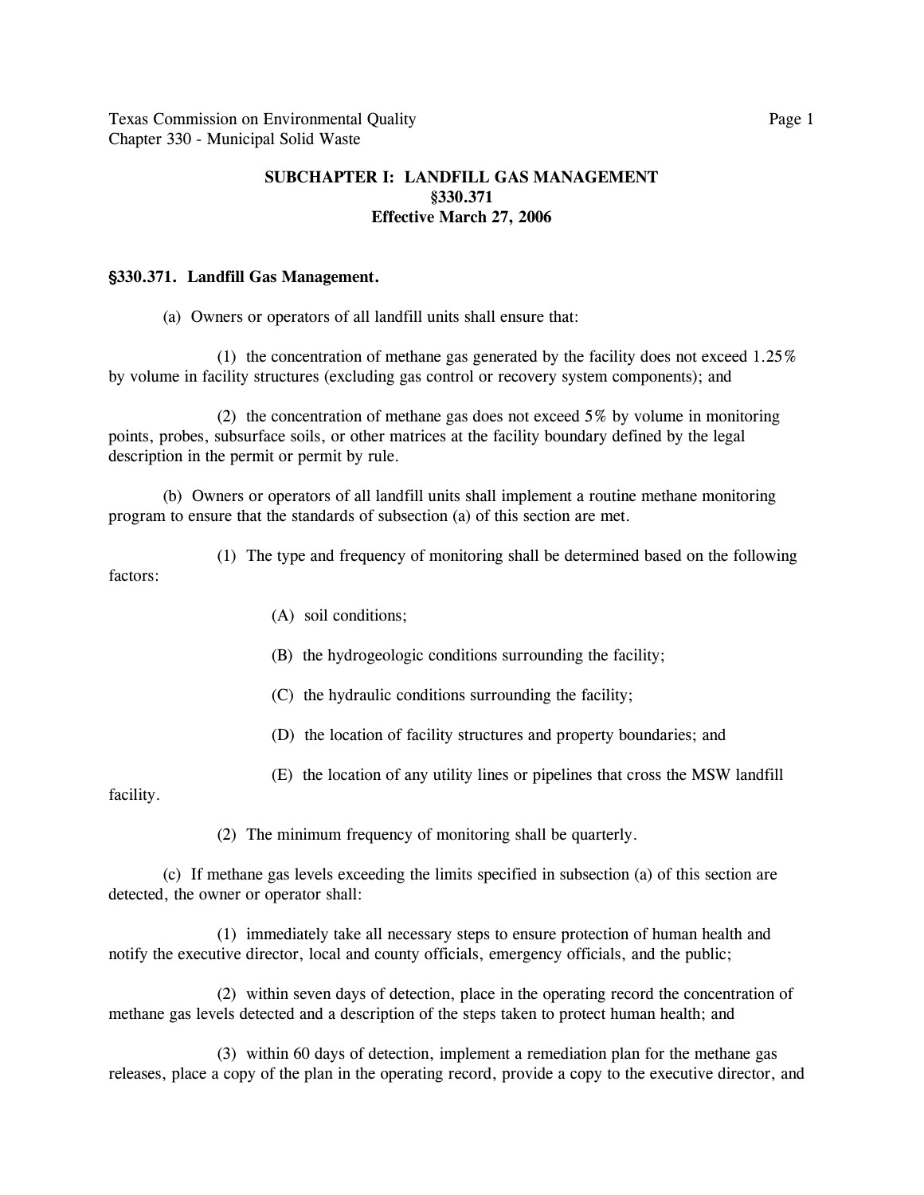**SUBCHAPTER I: LANDFILL GAS MANAGEMENT**
**§330.371**
**Effective March 27, 2006**

**§330.371. Landfill Gas Management.**

(a) Owners or operators of all landfill units shall ensure that:

(1) the concentration of methane gas generated by the facility does not exceed 1.25% by volume in facility structures (excluding gas control or recovery system components); and

(2) the concentration of methane gas does not exceed 5% by volume in monitoring points, probes, subsurface soils, or other matrices at the facility boundary defined by the legal description in the permit or permit by rule.

(b) Owners or operators of all landfill units shall implement a routine methane monitoring program to ensure that the standards of subsection (a) of this section are met.

(1) The type and frequency of monitoring shall be determined based on the following factors:

(A) soil conditions;

(B) the hydrogeologic conditions surrounding the facility;

(C) the hydraulic conditions surrounding the facility;

(D) the location of facility structures and property boundaries; and

(E) the location of any utility lines or pipelines that cross the MSW landfill facility.

(2) The minimum frequency of monitoring shall be quarterly.

(c) If methane gas levels exceeding the limits specified in subsection (a) of this section are detected, the owner or operator shall:

(1) immediately take all necessary steps to ensure protection of human health and notify the executive director, local and county officials, emergency officials, and the public;

(2) within seven days of detection, place in the operating record the concentration of methane gas levels detected and a description of the steps taken to protect human health; and

(3) within 60 days of detection, implement a remediation plan for the methane gas releases, place a copy of the plan in the operating record, provide a copy to the executive director, and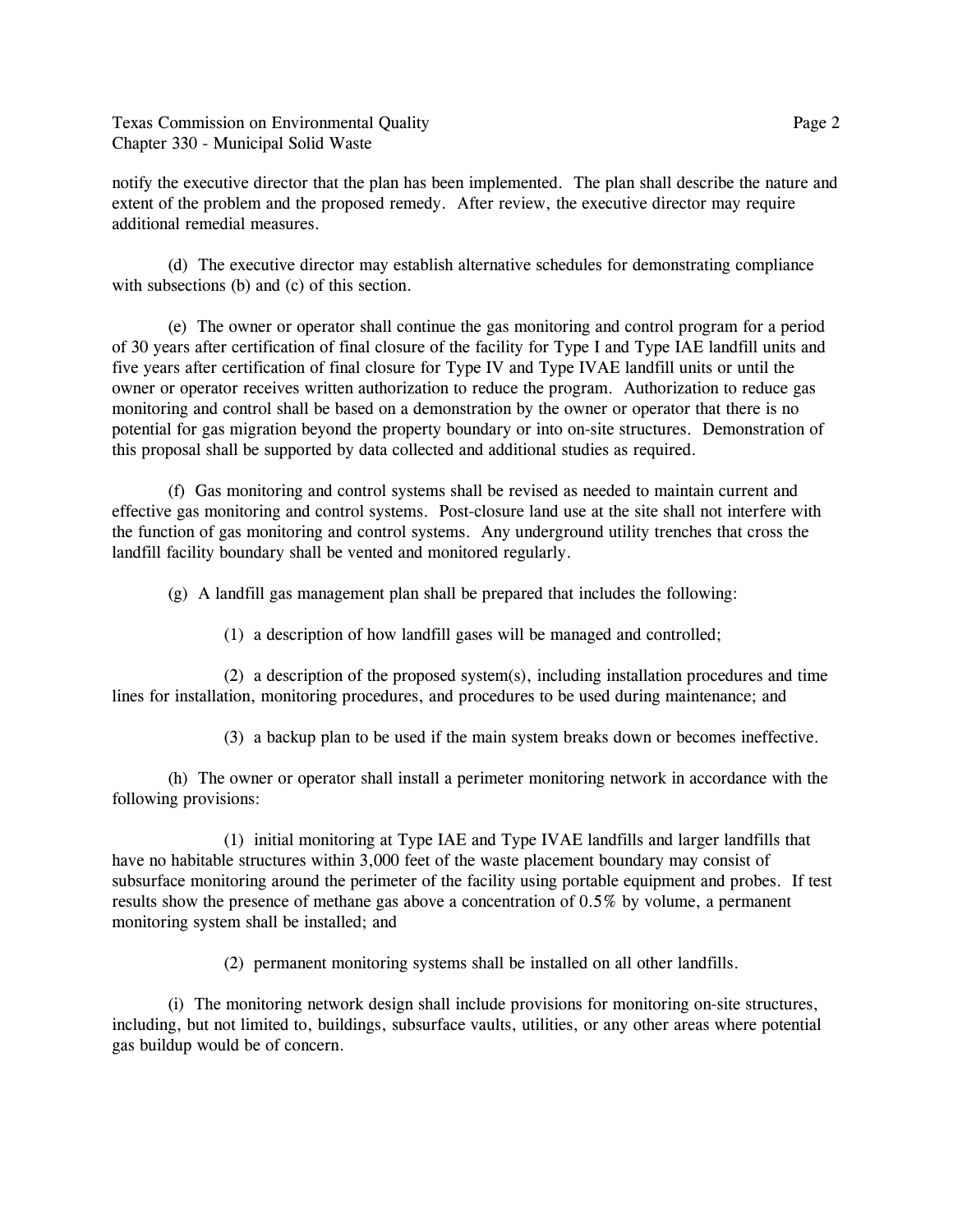notify the executive director that the plan has been implemented. The plan shall describe the nature and extent of the problem and the proposed remedy. After review, the executive director may require additional remedial measures.

(d) The executive director may establish alternative schedules for demonstrating compliance with subsections (b) and (c) of this section.

(e) The owner or operator shall continue the gas monitoring and control program for a period of 30 years after certification of final closure of the facility for Type I and Type IAE landfill units and five years after certification of final closure for Type IV and Type IVAE landfill units or until the owner or operator receives written authorization to reduce the program. Authorization to reduce gas monitoring and control shall be based on a demonstration by the owner or operator that there is no potential for gas migration beyond the property boundary or into on-site structures. Demonstration of this proposal shall be supported by data collected and additional studies as required.

(f) Gas monitoring and control systems shall be revised as needed to maintain current and effective gas monitoring and control systems. Post-closure land use at the site shall not interfere with the function of gas monitoring and control systems. Any underground utility trenches that cross the landfill facility boundary shall be vented and monitored regularly.

(g) A landfill gas management plan shall be prepared that includes the following:

(1) a description of how landfill gases will be managed and controlled;

(2) a description of the proposed system(s), including installation procedures and time lines for installation, monitoring procedures, and procedures to be used during maintenance; and

(3) a backup plan to be used if the main system breaks down or becomes ineffective.

(h) The owner or operator shall install a perimeter monitoring network in accordance with the following provisions:

(1) initial monitoring at Type IAE and Type IVAE landfills and larger landfills that have no habitable structures within 3,000 feet of the waste placement boundary may consist of subsurface monitoring around the perimeter of the facility using portable equipment and probes. If test results show the presence of methane gas above a concentration of 0.5% by volume, a permanent monitoring system shall be installed; and

(2) permanent monitoring systems shall be installed on all other landfills.

(i) The monitoring network design shall include provisions for monitoring on-site structures, including, but not limited to, buildings, subsurface vaults, utilities, or any other areas where potential gas buildup would be of concern.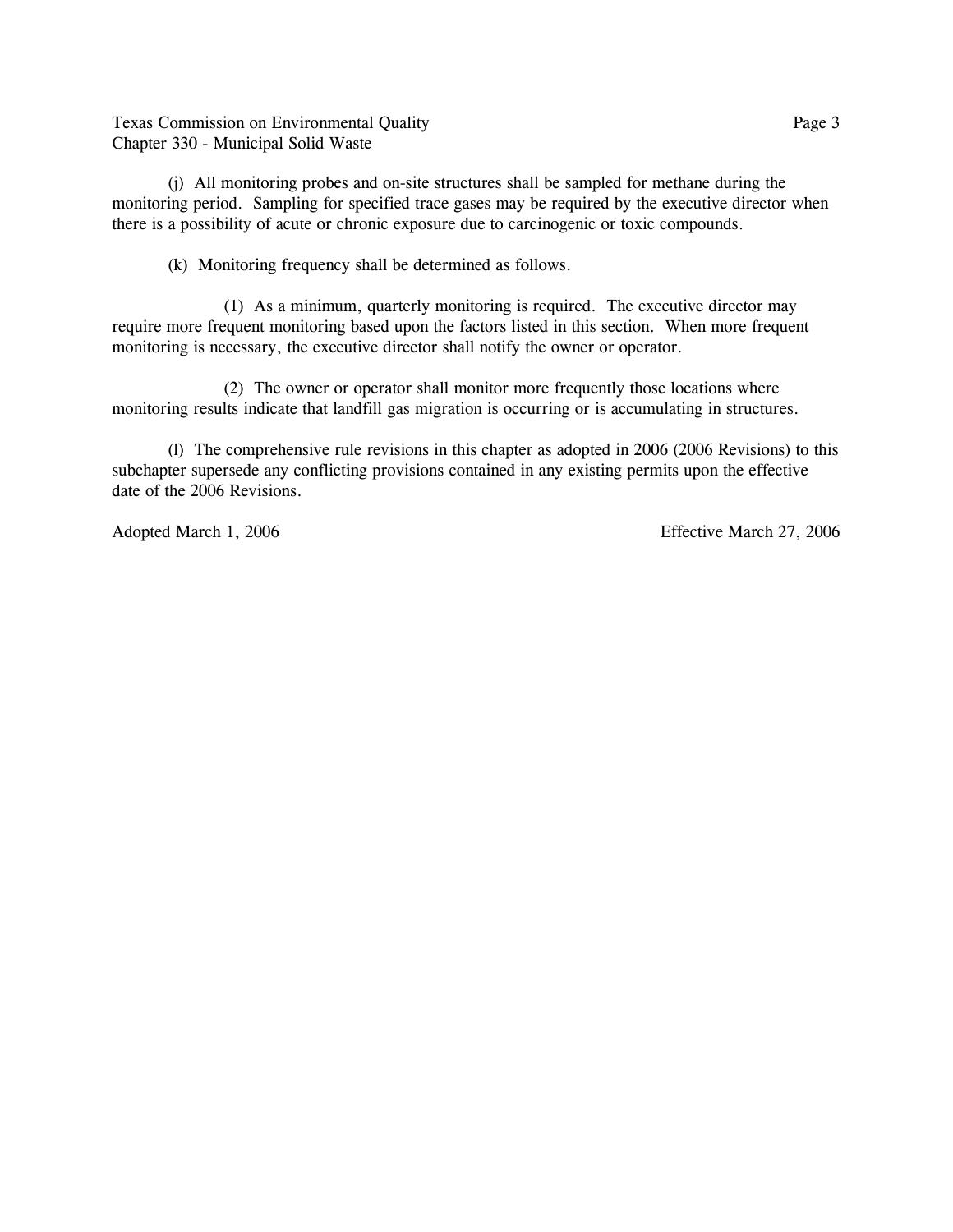(j) All monitoring probes and on-site structures shall be sampled for methane during the monitoring period. Sampling for specified trace gases may be required by the executive director when there is a possibility of acute or chronic exposure due to carcinogenic or toxic compounds.

(k) Monitoring frequency shall be determined as follows.

(1) As a minimum, quarterly monitoring is required. The executive director may require more frequent monitoring based upon the factors listed in this section. When more frequent monitoring is necessary, the executive director shall notify the owner or operator.

(2) The owner or operator shall monitor more frequently those locations where monitoring results indicate that landfill gas migration is occurring or is accumulating in structures.

(l) The comprehensive rule revisions in this chapter as adopted in 2006 (2006 Revisions) to this subchapter supersede any conflicting provisions contained in any existing permits upon the effective date of the 2006 Revisions.

Adopted March 1, 2006 Effective March 27, 2006